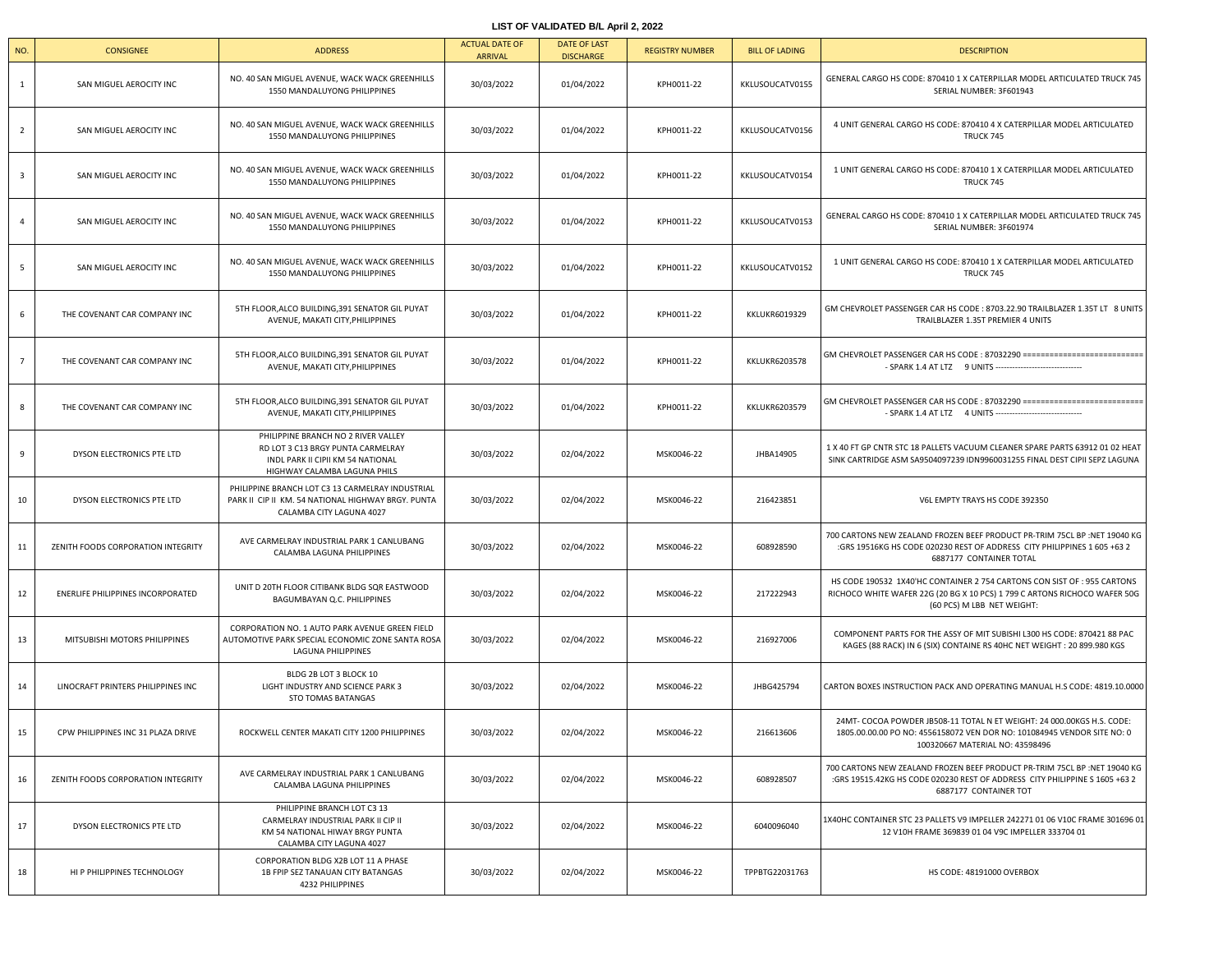# LIST OF VALIDATED B/L April 2, 2022

| NO. | CONSIGNEE | ADDRESS | ACTUAL DATE OF ARRIVAL | DATE OF LAST DISCHARGE | REGISTRY NUMBER | BILL OF LADING | DESCRIPTION |
|---|---|---|---|---|---|---|---|
| 1 | SAN MIGUEL AEROCITY INC | NO. 40 SAN MIGUEL AVENUE, WACK WACK GREENHILLS 1550 MANDALUYONG PHILIPPINES | 30/03/2022 | 01/04/2022 | KPH0011-22 | KKLUSOUCATV0155 | GENERAL CARGO HS CODE: 870410 1 X CATERPILLAR MODEL ARTICULATED TRUCK 745 SERIAL NUMBER: 3F601943 |
| 2 | SAN MIGUEL AEROCITY INC | NO. 40 SAN MIGUEL AVENUE, WACK WACK GREENHILLS 1550 MANDALUYONG PHILIPPINES | 30/03/2022 | 01/04/2022 | KPH0011-22 | KKLUSOUCATV0156 | 4 UNIT GENERAL CARGO HS CODE: 870410 4 X CATERPILLAR MODEL ARTICULATED TRUCK 745 |
| 3 | SAN MIGUEL AEROCITY INC | NO. 40 SAN MIGUEL AVENUE, WACK WACK GREENHILLS 1550 MANDALUYONG PHILIPPINES | 30/03/2022 | 01/04/2022 | KPH0011-22 | KKLUSOUCATV0154 | 1 UNIT GENERAL CARGO HS CODE: 870410 1 X CATERPILLAR MODEL ARTICULATED TRUCK 745 |
| 4 | SAN MIGUEL AEROCITY INC | NO. 40 SAN MIGUEL AVENUE, WACK WACK GREENHILLS 1550 MANDALUYONG PHILIPPINES | 30/03/2022 | 01/04/2022 | KPH0011-22 | KKLUSOUCATV0153 | GENERAL CARGO HS CODE: 870410 1 X CATERPILLAR MODEL ARTICULATED TRUCK 745 SERIAL NUMBER: 3F601974 |
| 5 | SAN MIGUEL AEROCITY INC | NO. 40 SAN MIGUEL AVENUE, WACK WACK GREENHILLS 1550 MANDALUYONG PHILIPPINES | 30/03/2022 | 01/04/2022 | KPH0011-22 | KKLUSOUCATV0152 | 1 UNIT GENERAL CARGO HS CODE: 870410 1 X CATERPILLAR MODEL ARTICULATED TRUCK 745 |
| 6 | THE COVENANT CAR COMPANY INC | 5TH FLOOR,ALCO BUILDING,391 SENATOR GIL PUYAT AVENUE, MAKATI CITY,PHILIPPINES | 30/03/2022 | 01/04/2022 | KPH0011-22 | KKLUKR6019329 | GM CHEVROLET PASSENGER CAR HS CODE : 8703.22.90 TRAILBLAZER 1.35T LT 8 UNITS TRAILBLAZER 1.35T PREMIER 4 UNITS |
| 7 | THE COVENANT CAR COMPANY INC | 5TH FLOOR,ALCO BUILDING,391 SENATOR GIL PUYAT AVENUE, MAKATI CITY,PHILIPPINES | 30/03/2022 | 01/04/2022 | KPH0011-22 | KKLUKR6203578 | GM CHEVROLET PASSENGER CAR HS CODE : 87032290 ============================ - SPARK 1.4 AT LTZ 9 UNITS -------------------------------- |
| 8 | THE COVENANT CAR COMPANY INC | 5TH FLOOR,ALCO BUILDING,391 SENATOR GIL PUYAT AVENUE, MAKATI CITY,PHILIPPINES | 30/03/2022 | 01/04/2022 | KPH0011-22 | KKLUKR6203579 | GM CHEVROLET PASSENGER CAR HS CODE : 87032290 ============================ - SPARK 1.4 AT LTZ 4 UNITS -------------------------------- |
| 9 | DYSON ELECTRONICS PTE LTD | PHILIPPINE BRANCH NO 2 RIVER VALLEY RD LOT 3 C13 BRGY PUNTA CARMELRAY INDL PARK II CIPII KM 54 NATIONAL HIGHWAY CALAMBA LAGUNA PHILS | 30/03/2022 | 02/04/2022 | MSK0046-22 | JHBA14905 | 1 X 40 FT GP CNTR STC 18 PALLETS VACUUM CLEANER SPARE PARTS 63912 01 02 HEAT SINK CARTRIDGE ASM SA9504097239 IDN9960031255 FINAL DEST CIPII SEPZ LAGUNA |
| 10 | DYSON ELECTRONICS PTE LTD | PHILIPPINE BRANCH LOT C3 13 CARMELRAY INDUSTRIAL PARK II CIP II KM. 54 NATIONAL HIGHWAY BRGY. PUNTA CALAMBA CITY LAGUNA 4027 | 30/03/2022 | 02/04/2022 | MSK0046-22 | 216423851 | V6L EMPTY TRAYS HS CODE 392350 |
| 11 | ZENITH FOODS CORPORATION INTEGRITY | AVE CARMELRAY INDUSTRIAL PARK 1 CANLUBANG CALAMBA LAGUNA PHILIPPINES | 30/03/2022 | 02/04/2022 | MSK0046-22 | 608928590 | 700 CARTONS NEW ZEALAND FROZEN BEEF PRODUCT PR-TRIM 75CL BP :NET 19040 KG :GRS 19516KG HS CODE 020230 REST OF ADDRESS CITY PHILIPPINES 1 605 +63 2 6887177 CONTAINER TOTAL |
| 12 | ENERLIFE PHILIPPINES INCORPORATED | UNIT D 20TH FLOOR CITIBANK BLDG SQR EASTWOOD BAGUMBAYAN Q.C. PHILIPPINES | 30/03/2022 | 02/04/2022 | MSK0046-22 | 217222943 | HS CODE 190532 1X40'HC CONTAINER 2 754 CARTONS CON SIST OF : 955 CARTONS RICHOCO WHITE WAFER 22G (20 BG X 10 PCS) 1 799 C ARTONS RICHOCO WAFER 50G (60 PCS) M LBB NET WEIGHT: |
| 13 | MITSUBISHI MOTORS PHILIPPINES | CORPORATION NO. 1 AUTO PARK AVENUE GREEN FIELD AUTOMOTIVE PARK SPECIAL ECONOMIC ZONE SANTA ROSA LAGUNA PHILIPPINES | 30/03/2022 | 02/04/2022 | MSK0046-22 | 216927006 | COMPONENT PARTS FOR THE ASSY OF MIT SUBISHI L300 HS CODE: 870421 88 PAC KAGES (88 RACK) IN 6 (SIX) CONTAINE RS 40HC NET WEIGHT : 20 899.980 KGS |
| 14 | LINOCRAFT PRINTERS PHILIPPINES INC | BLDG 2B LOT 3 BLOCK 10 LIGHT INDUSTRY AND SCIENCE PARK 3 STO TOMAS BATANGAS | 30/03/2022 | 02/04/2022 | MSK0046-22 | JHBG425794 | CARTON BOXES INSTRUCTION PACK AND OPERATING MANUAL H.S CODE: 4819.10.0000 |
| 15 | CPW PHILIPPINES INC 31 PLAZA DRIVE | ROCKWELL CENTER MAKATI CITY 1200 PHILIPPINES | 30/03/2022 | 02/04/2022 | MSK0046-22 | 216613606 | 24MT- COCOA POWDER JB508-11 TOTAL N ET WEIGHT: 24 000.00KGS H.S. CODE: 1805.00.00.00 PO NO: 4556158072 VEN DOR NO: 101084945 VENDOR SITE NO: 0 100320667 MATERIAL NO: 43598496 |
| 16 | ZENITH FOODS CORPORATION INTEGRITY | AVE CARMELRAY INDUSTRIAL PARK 1 CANLUBANG CALAMBA LAGUNA PHILIPPINES | 30/03/2022 | 02/04/2022 | MSK0046-22 | 608928507 | 700 CARTONS NEW ZEALAND FROZEN BEEF PRODUCT PR-TRIM 75CL BP :NET 19040 KG :GRS 19515.42KG HS CODE 020230 REST OF ADDRESS CITY PHILIPPINE S 1605 +63 2 6887177 CONTAINER TOT |
| 17 | DYSON ELECTRONICS PTE LTD | PHILIPPINE BRANCH LOT C3 13 CARMELRAY INDUSTRIAL PARK II CIP II KM 54 NATIONAL HIWAY BRGY PUNTA CALAMBA CITY LAGUNA 4027 | 30/03/2022 | 02/04/2022 | MSK0046-22 | 6040096040 | 1X40HC CONTAINER STC 23 PALLETS V9 IMPELLER 242271 01 06 V10C FRAME 301696 01 12 V10H FRAME 369839 01 04 V9C IMPELLER 333704 01 |
| 18 | HI P PHILIPPINES TECHNOLOGY | CORPORATION BLDG X2B LOT 11 A PHASE 1B FPIP SEZ TANAUAN CITY BATANGAS 4232 PHILIPPINES | 30/03/2022 | 02/04/2022 | MSK0046-22 | TPPBTG22031763 | HS CODE: 48191000 OVERBOX |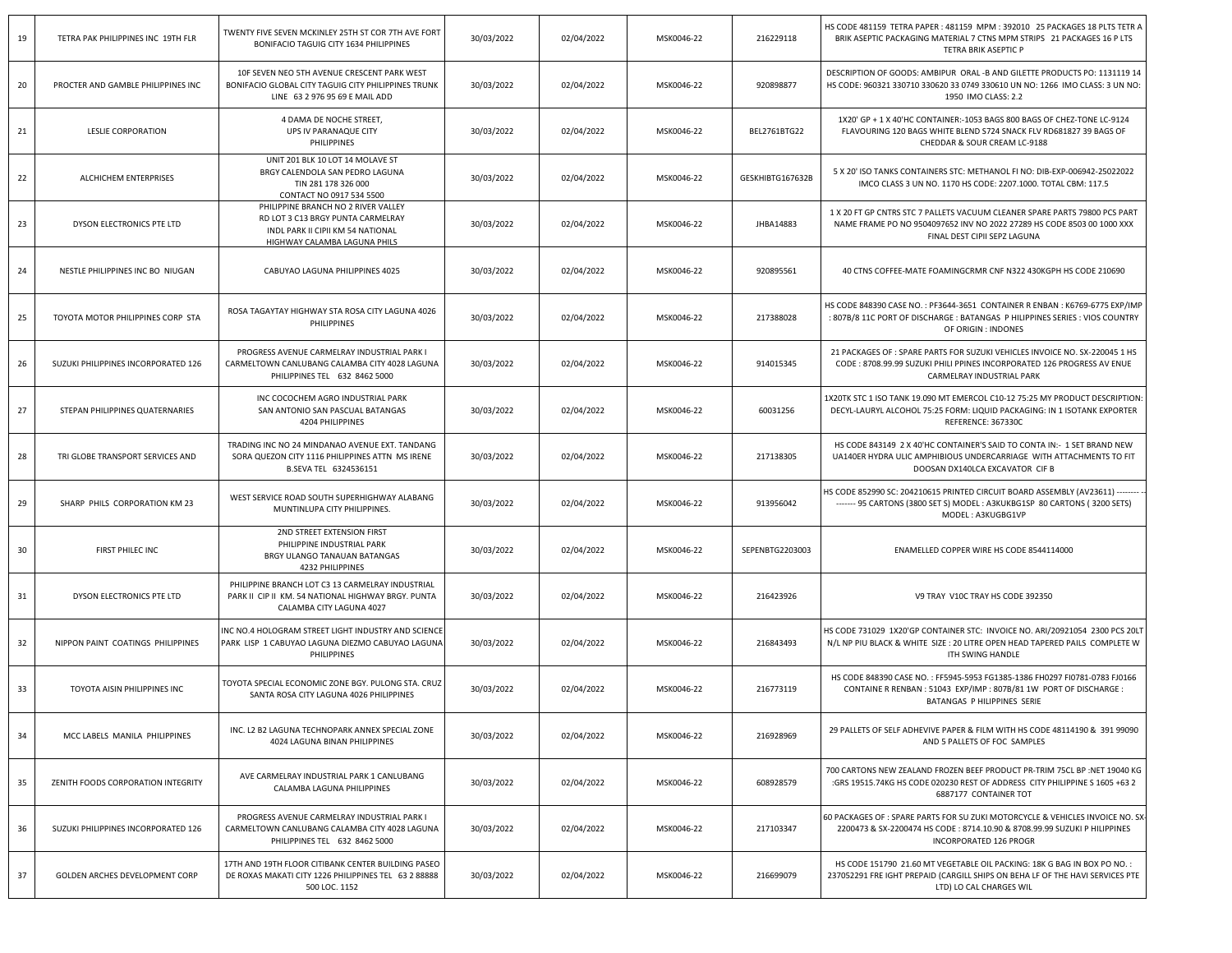| 19 | TETRA PAK PHILIPPINES INC 19TH FLR | TWENTY FIVE SEVEN MCKINLEY 25TH ST COR 7TH AVE FORT BONIFACIO TAGUIG CITY 1634 PHILIPPINES | 30/03/2022 | 02/04/2022 | MSK0046-22 | 216229118 | HS CODE 481159 TETRA PAPER : 481159 MPM : 392010 25 PACKAGES 18 PLTS TETR A BRIK ASEPTIC PACKAGING MATERIAL 7 CTNS MPM STRIPS 21 PACKAGES 16 P LTS TETRA BRIK ASEPTIC P |
|---|---|---|---|---|---|---|---|
| 20 | PROCTER AND GAMBLE PHILIPPINES INC | 10F SEVEN NEO 5TH AVENUE CRESCENT PARK WEST BONIFACIO GLOBAL CITY TAGUIG CITY PHILIPPINES TRUNK LINE 63 2 976 95 69 E MAIL ADD | 30/03/2022 | 02/04/2022 | MSK0046-22 | 920898877 | DESCRIPTION OF GOODS: AMBIPUR ORAL -B AND GILETTE PRODUCTS PO: 1131119 14 HS CODE: 960321 330710 330620 33 0749 330610 UN NO: 1266 IMO CLASS: 3 UN NO: 1950 IMO CLASS: 2.2 |
| 21 | LESLIE CORPORATION | 4 DAMA DE NOCHE STREET, UPS IV PARANAQUE CITY PHILIPPINES | 30/03/2022 | 02/04/2022 | MSK0046-22 | BEL2761BTG22 | 1X20' GP + 1 X 40'HC CONTAINER:-1053 BAGS 800 BAGS OF CHEZ-TONE LC-9124 FLAVOURING 120 BAGS WHITE BLEND S724 SNACK FLV RD681827 39 BAGS OF CHEDDAR & SOUR CREAM LC-9188 |
| 22 | ALCHICHEM ENTERPRISES | UNIT 201 BLK 10 LOT 14 MOLAVE ST BRGY CALENDOLA SAN PEDRO LAGUNA TIN 281 178 326 000 CONTACT NO 0917 534 5500 | 30/03/2022 | 02/04/2022 | MSK0046-22 | GESKHIBTG167632B | 5 X 20' ISO TANKS CONTAINERS STC: METHANOL FI NO: DIB-EXP-006942-25022022 IMCO CLASS 3 UN NO. 1170 HS CODE: 2207.1000. TOTAL CBM: 117.5 |
| 23 | DYSON ELECTRONICS PTE LTD | PHILIPPINE BRANCH NO 2 RIVER VALLEY RD LOT 3 C13 BRGY PUNTA CARMELRAY INDL PARK II CIPII KM 54 NATIONAL HIGHWAY CALAMBA LAGUNA PHILS | 30/03/2022 | 02/04/2022 | MSK0046-22 | JHBA14883 | 1 X 20 FT GP CNTRS STC 7 PALLETS VACUUM CLEANER SPARE PARTS 79800 PCS PART NAME FRAME PO NO 9504097652 INV NO 2022 27289 HS CODE 8503 00 1000 XXX FINAL DEST CIPII SEPZ LAGUNA |
| 24 | NESTLE PHILIPPINES INC BO NIUGAN | CABUYAO LAGUNA PHILIPPINES 4025 | 30/03/2022 | 02/04/2022 | MSK0046-22 | 920895561 | 40 CTNS COFFEE-MATE FOAMINGCRMR CNF N322 430KGPH HS CODE 210690 |
| 25 | TOYOTA MOTOR PHILIPPINES CORP STA | ROSA TAGAYTAY HIGHWAY STA ROSA CITY LAGUNA 4026 PHILIPPINES | 30/03/2022 | 02/04/2022 | MSK0046-22 | 217388028 | HS CODE 848390 CASE NO. : PF3644-3651 CONTAINER R ENBAN : K6769-6775 EXP/IMP : 807B/8 11C PORT OF DISCHARGE : BATANGAS P HILIPPINES SERIES : VIOS COUNTRY OF ORIGIN : INDONES |
| 26 | SUZUKI PHILIPPINES INCORPORATED 126 | PROGRESS AVENUE CARMELRAY INDUSTRIAL PARK I CARMELTOWN CANLUBANG CALAMBA CITY 4028 LAGUNA PHILIPPINES TEL 632 8462 5000 | 30/03/2022 | 02/04/2022 | MSK0046-22 | 914015345 | 21 PACKAGES OF : SPARE PARTS FOR SUZUKI VEHICLES INVOICE NO. SX-220045 1 HS CODE : 8708.99.99 SUZUKI PHILI PPINES INCORPORATED 126 PROGRESS AV ENUE CARMELRAY INDUSTRIAL PARK |
| 27 | STEPAN PHILIPPINES QUATERNARIES | INC COCOCHEM AGRO INDUSTRIAL PARK SAN ANTONIO SAN PASCUAL BATANGAS 4204 PHILIPPINES | 30/03/2022 | 02/04/2022 | MSK0046-22 | 60031256 | 1X20TK STC 1 ISO TANK 19.090 MT EMERCOL C10-12 75:25 MY PRODUCT DESCRIPTION: DECYL-LAURYL ALCOHOL 75:25 FORM: LIQUID PACKAGING: IN 1 ISOTANK EXPORTER REFERENCE: 367330C |
| 28 | TRI GLOBE TRANSPORT SERVICES AND | TRADING INC NO 24 MINDANAO AVENUE EXT. TANDANG SORA QUEZON CITY 1116 PHILIPPINES ATTN MS IRENE B.SEVA TEL 6324536151 | 30/03/2022 | 02/04/2022 | MSK0046-22 | 217138305 | HS CODE 843149 2 X 40'HC CONTAINER'S SAID TO CONTA IN:- 1 SET BRAND NEW UA140ER HYDRA ULIC AMPHIBIOUS UNDERCARRIAGE WITH ATTACHMENTS TO FIT DOOSAN DX140LCA EXCAVATOR CIF B |
| 29 | SHARP PHILS CORPORATION KM 23 | WEST SERVICE ROAD SOUTH SUPERHIGHWAY ALABANG MUNTINLUPA CITY PHILIPPINES. | 30/03/2022 | 02/04/2022 | MSK0046-22 | 913956042 | HS CODE 852990 SC: 204210615 PRINTED CIRCUIT BOARD ASSEMBLY (AV23611) ---------- ------- 95 CARTONS (3800 SET S) MODEL : A3KUKBG1SP 80 CARTONS ( 3200 SETS) MODEL : A3KUGBG1VP |
| 30 | FIRST PHILEC INC | 2ND STREET EXTENSION FIRST PHILIPPINE INDUSTRIAL PARK BRGY ULANGO TANAUAN BATANGAS 4232 PHILIPPINES | 30/03/2022 | 02/04/2022 | MSK0046-22 | SEPENBTG2203003 | ENAMELLED COPPER WIRE HS CODE 8544114000 |
| 31 | DYSON ELECTRONICS PTE LTD | PHILIPPINE BRANCH LOT C3 13 CARMELRAY INDUSTRIAL PARK II CIP II KM. 54 NATIONAL HIGHWAY BRGY. PUNTA CALAMBA CITY LAGUNA 4027 | 30/03/2022 | 02/04/2022 | MSK0046-22 | 216423926 | V9 TRAY V10C TRAY HS CODE 392350 |
| 32 | NIPPON PAINT COATINGS PHILIPPINES | INC NO.4 HOLOGRAM STREET LIGHT INDUSTRY AND SCIENCE PARK LISP 1 CABUYAO LAGUNA DIEZMO CABUYAO LAGUNA PHILIPPINES | 30/03/2022 | 02/04/2022 | MSK0046-22 | 216843493 | HS CODE 731029 1X20'GP CONTAINER STC: INVOICE NO. ARI/20921054 2300 PCS 20LT N/L NP PIU BLACK & WHITE SIZE : 20 LITRE OPEN HEAD TAPERED PAILS COMPLETE W ITH SWING HANDLE |
| 33 | TOYOTA AISIN PHILIPPINES INC | TOYOTA SPECIAL ECONOMIC ZONE BGY. PULONG STA. CRUZ SANTA ROSA CITY LAGUNA 4026 PHILIPPINES | 30/03/2022 | 02/04/2022 | MSK0046-22 | 216773119 | HS CODE 848390 CASE NO. : FF5945-5953 FG1385-1386 FH0297 FI0781-0783 FJ0166 CONTAINE R RENBAN : 51043 EXP/IMP : 807B/81 1W PORT OF DISCHARGE : BATANGAS P HILIPPINES SERIE |
| 34 | MCC LABELS MANILA PHILIPPINES | INC. L2 B2 LAGUNA TECHNOPARK ANNEX SPECIAL ZONE 4024 LAGUNA BINAN PHILIPPINES | 30/03/2022 | 02/04/2022 | MSK0046-22 | 216928969 | 29 PALLETS OF SELF ADHEVISE PAPER & FILM WITH HS CODE 48114190 & 391 99090 AND 5 PALLETS OF FOC SAMPLES |
| 35 | ZENITH FOODS CORPORATION INTEGRITY | AVE CARMELRAY INDUSTRIAL PARK 1 CANLUBANG CALAMBA LAGUNA PHILIPPINES | 30/03/2022 | 02/04/2022 | MSK0046-22 | 608928579 | 700 CARTONS NEW ZEALAND FROZEN BEEF PRODUCT PR-TRIM 75CL BP :NET 19040 KG :GRS 19515.74KG HS CODE 020230 REST OF ADDRESS CITY PHILIPPINE S 1605 +63 2 6887177 CONTAINER TOT |
| 36 | SUZUKI PHILIPPINES INCORPORATED 126 | PROGRESS AVENUE CARMELRAY INDUSTRIAL PARK I CARMELTOWN CANLUBANG CALAMBA CITY 4028 LAGUNA PHILIPPINES TEL 632 8462 5000 | 30/03/2022 | 02/04/2022 | MSK0046-22 | 217103347 | 60 PACKAGES OF : SPARE PARTS FOR SU ZUKI MOTORCYCLE & VEHICLES INVOICE NO. SX-2200473 & SX-2200474 HS CODE : 8714.10.90 & 8708.99.99 SUZUKI P HILIPPINES INCORPORATED 126 PROGR |
| 37 | GOLDEN ARCHES DEVELOPMENT CORP | 17TH AND 19TH FLOOR CITIBANK CENTER BUILDING PASEO DE ROXAS MAKATI CITY 1226 PHILIPPINES TEL 63 2 88888 500 LOC. 1152 | 30/03/2022 | 02/04/2022 | MSK0046-22 | 216699079 | HS CODE 151790 21.60 MT VEGETABLE OIL PACKING: 18K G BAG IN BOX PO NO. : 237052291 FRE IGHT PREPAID (CARGILL SHIPS ON BEHA LF OF THE HAVI SERVICES PTE LTD) LO CAL CHARGES WIL |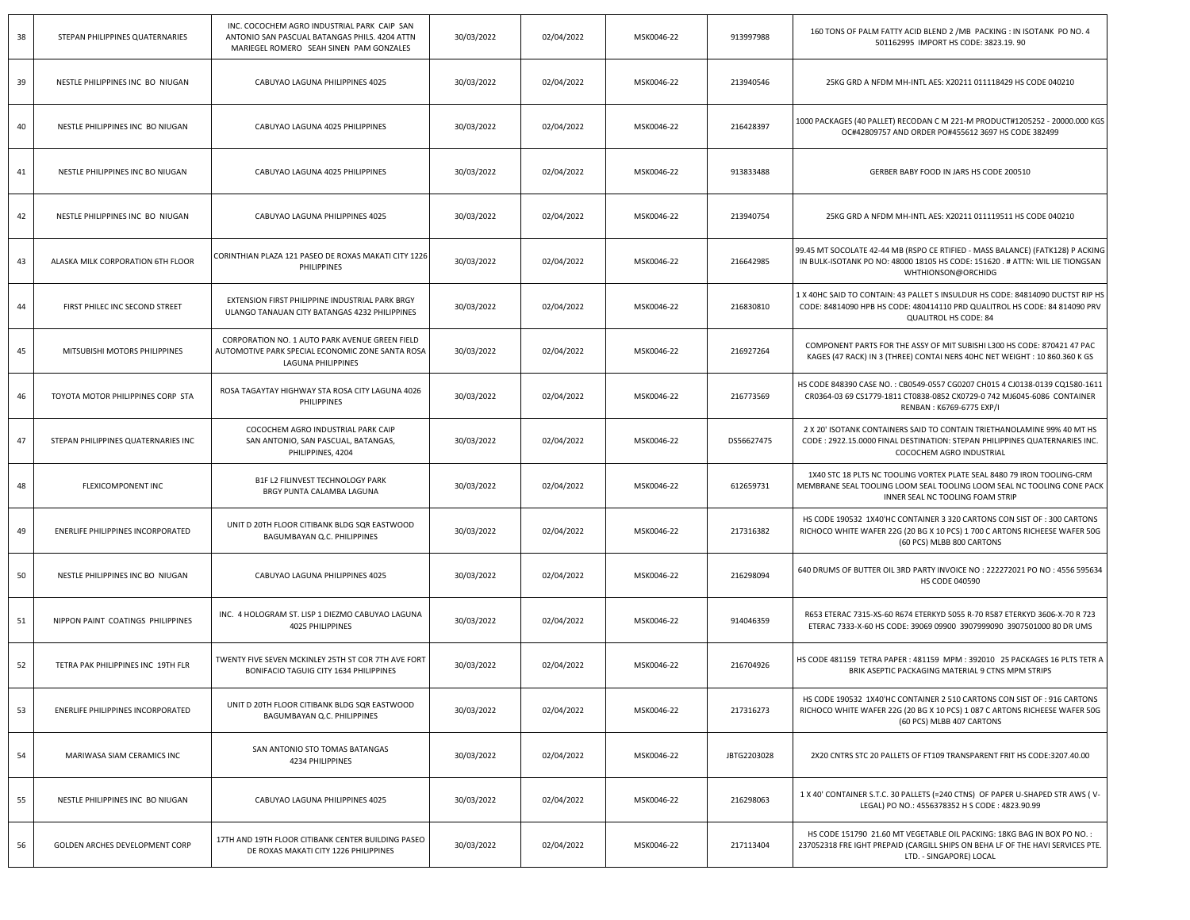| 38 | STEPAN PHILIPPINES QUATERNARIES | INC. COCOCHEM AGRO INDUSTRIAL PARK CAIP SAN ANTONIO SAN PASCUAL BATANGAS PHILS. 4204 ATTN MARIEGEL ROMERO SEAH SINEN PAM GONZALES | 30/03/2022 | 02/04/2022 | MSK0046-22 | 913997988 | 160 TONS OF PALM FATTY ACID BLEND 2 /MB PACKING : IN ISOTANK PO NO. 4 501162995 IMPORT HS CODE: 3823.19. 90 |
|---|---|---|---|---|---|---|---|
| 39 | NESTLE PHILIPPINES INC BO NIUGAN | CABUYAO LAGUNA PHILIPPINES 4025 | 30/03/2022 | 02/04/2022 | MSK0046-22 | 213940546 | 25KG GRD A NFDM MH-INTL AES: X20211 011118429 HS CODE 040210 |
| 40 | NESTLE PHILIPPINES INC BO NIUGAN | CABUYAO LAGUNA 4025 PHILIPPINES | 30/03/2022 | 02/04/2022 | MSK0046-22 | 216428397 | 1000 PACKAGES (40 PALLET) RECODAN C M 221-M PRODUCT#1205252 - 20000.000 KGS OC#42809757 AND ORDER PO#455612 3697 HS CODE 382499 |
| 41 | NESTLE PHILIPPINES INC BO NIUGAN | CABUYAO LAGUNA 4025 PHILIPPINES | 30/03/2022 | 02/04/2022 | MSK0046-22 | 913833488 | GERBER BABY FOOD IN JARS HS CODE 200510 |
| 42 | NESTLE PHILIPPINES INC BO NIUGAN | CABUYAO LAGUNA PHILIPPINES 4025 | 30/03/2022 | 02/04/2022 | MSK0046-22 | 213940754 | 25KG GRD A NFDM MH-INTL AES: X20211 011119511 HS CODE 040210 |
| 43 | ALASKA MILK CORPORATION 6TH FLOOR | CORINTHIAN PLAZA 121 PASEO DE ROXAS MAKATI CITY 1226 PHILIPPINES | 30/03/2022 | 02/04/2022 | MSK0046-22 | 216642985 | 99.45 MT SOCOLATE 42-44 MB (RSPO CE RTIFIED - MASS BALANCE) (FATK128) P ACKING IN BULK-ISOTANK PO NO: 48000 18105 HS CODE: 151620 . # ATTN: WIL LIE TIONGSAN WHTHIONSON@ORCHIDG |
| 44 | FIRST PHILEC INC SECOND STREET | EXTENSION FIRST PHILIPPINE INDUSTRIAL PARK BRGY ULANGO TANAUAN CITY BATANGAS 4232 PHILIPPINES | 30/03/2022 | 02/04/2022 | MSK0046-22 | 216830810 | 1 X 40HC SAID TO CONTAIN: 43 PALLET S INSULDUR HS CODE: 84814090 DUCTST RIP HS CODE: 84814090 HPB HS CODE: 480414110 PRD QUALITROL HS CODE: 84 814090 PRV QUALITROL HS CODE: 84 |
| 45 | MITSUBISHI MOTORS PHILIPPINES | CORPORATION NO. 1 AUTO PARK AVENUE GREEN FIELD AUTOMOTIVE PARK SPECIAL ECONOMIC ZONE SANTA ROSA LAGUNA PHILIPPINES | 30/03/2022 | 02/04/2022 | MSK0046-22 | 216927264 | COMPONENT PARTS FOR THE ASSY OF MIT SUBISHI L300 HS CODE: 870421 47 PAC KAGES (47 RACK) IN 3 (THREE) CONTAI NERS 40HC NET WEIGHT : 10 860.360 K GS |
| 46 | TOYOTA MOTOR PHILIPPINES CORP STA | ROSA TAGAYTAY HIGHWAY STA ROSA CITY LAGUNA 4026 PHILIPPINES | 30/03/2022 | 02/04/2022 | MSK0046-22 | 216773569 | HS CODE 848390 CASE NO. : CB0549-0557 CG0207 CH015 4 CJ0138-0139 CQ1580-1611 CR0364-03 69 CS1779-1811 CT0838-0852 CX0729-0 742 MJ6045-6086 CONTAINER RENBAN : K6769-6775 EXP/I |
| 47 | STEPAN PHILIPPINES QUATERNARIES INC | COCOCHEM AGRO INDUSTRIAL PARK CAIP SAN ANTONIO, SAN PASCUAL, BATANGAS, PHILIPPINES, 4204 | 30/03/2022 | 02/04/2022 | MSK0046-22 | DS56627475 | 2 X 20' ISOTANK CONTAINERS SAID TO CONTAIN TRIETHANOLAMINE 99% 40 MT HS CODE : 2922.15.0000 FINAL DESTINATION: STEPAN PHILIPPINES QUATERNARIES INC. COCOCHEM AGRO INDUSTRIAL |
| 48 | FLEXICOMPONENT INC | B1F L2 FILINVEST TECHNOLOGY PARK BRGY PUNTA CALAMBA LAGUNA | 30/03/2022 | 02/04/2022 | MSK0046-22 | 612659731 | 1X40 STC 18 PLTS NC TOOLING VORTEX PLATE SEAL 8480 79 IRON TOOLING-CRM MEMBRANE SEAL TOOLING LOOM SEAL TOOLING LOOM SEAL NC TOOLING CONE PACK INNER SEAL NC TOOLING FOAM STRIP |
| 49 | ENERLIFE PHILIPPINES INCORPORATED | UNIT D 20TH FLOOR CITIBANK BLDG SQR EASTWOOD BAGUMBAYAN Q.C. PHILIPPINES | 30/03/2022 | 02/04/2022 | MSK0046-22 | 217316382 | HS CODE 190532 1X40'HC CONTAINER 3 320 CARTONS CON SIST OF : 300 CARTONS RICHOCO WHITE WAFER 22G (20 BG X 10 PCS) 1 700 C ARTONS RICHEESE WAFER 50G (60 PCS) MLBB 800 CARTONS |
| 50 | NESTLE PHILIPPINES INC BO NIUGAN | CABUYAO LAGUNA PHILIPPINES 4025 | 30/03/2022 | 02/04/2022 | MSK0046-22 | 216298094 | 640 DRUMS OF BUTTER OIL 3RD PARTY INVOICE NO : 222272021 PO NO : 4556 595634 HS CODE 040590 |
| 51 | NIPPON PAINT COATINGS PHILIPPINES | INC. 4 HOLOGRAM ST. LISP 1 DIEZMO CABUYAO LAGUNA 4025 PHILIPPINES | 30/03/2022 | 02/04/2022 | MSK0046-22 | 914046359 | R653 ETERAC 7315-XS-60 R674 ETERKYD 5055 R-70 R587 ETERKYD 3606-X-70 R 723 ETERAC 7333-X-60 HS CODE: 39069 09900 3907999090 3907501000 80 DR UMS |
| 52 | TETRA PAK PHILIPPINES INC 19TH FLR | TWENTY FIVE SEVEN MCKINLEY 25TH ST COR 7TH AVE FORT BONIFACIO TAGUIG CITY 1634 PHILIPPINES | 30/03/2022 | 02/04/2022 | MSK0046-22 | 216704926 | HS CODE 481159 TETRA PAPER : 481159 MPM : 392010 25 PACKAGES 16 PLTS TETR A BRIK ASEPTIC PACKAGING MATERIAL 9 CTNS MPM STRIPS |
| 53 | ENERLIFE PHILIPPINES INCORPORATED | UNIT D 20TH FLOOR CITIBANK BLDG SQR EASTWOOD BAGUMBAYAN Q.C. PHILIPPINES | 30/03/2022 | 02/04/2022 | MSK0046-22 | 217316273 | HS CODE 190532 1X40'HC CONTAINER 2 510 CARTONS CON SIST OF : 916 CARTONS RICHOCO WHITE WAFER 22G (20 BG X 10 PCS) 1 087 C ARTONS RICHEESE WAFER 50G (60 PCS) MLBB 407 CARTONS |
| 54 | MARIWASA SIAM CERAMICS INC | SAN ANTONIO STO TOMAS BATANGAS 4234 PHILIPPINES | 30/03/2022 | 02/04/2022 | MSK0046-22 | JBTG2203028 | 2X20 CNTRS STC 20 PALLETS OF FT109 TRANSPARENT FRIT HS CODE:3207.40.00 |
| 55 | NESTLE PHILIPPINES INC BO NIUGAN | CABUYAO LAGUNA PHILIPPINES 4025 | 30/03/2022 | 02/04/2022 | MSK0046-22 | 216298063 | 1 X 40' CONTAINER S.T.C. 30 PALLETS (=240 CTNS) OF PAPER U-SHAPED STR AWS ( V-LEGAL) PO NO.: 4556378352 H S CODE : 4823.90.99 |
| 56 | GOLDEN ARCHES DEVELOPMENT CORP | 17TH AND 19TH FLOOR CITIBANK CENTER BUILDING PASEO DE ROXAS MAKATI CITY 1226 PHILIPPINES | 30/03/2022 | 02/04/2022 | MSK0046-22 | 217113404 | HS CODE 151790 21.60 MT VEGETABLE OIL PACKING: 18KG BAG IN BOX PO NO. : 237052318 FRE IGHT PREPAID (CARGILL SHIPS ON BEHA LF OF THE HAVI SERVICES PTE. LTD. - SINGAPORE) LOCAL |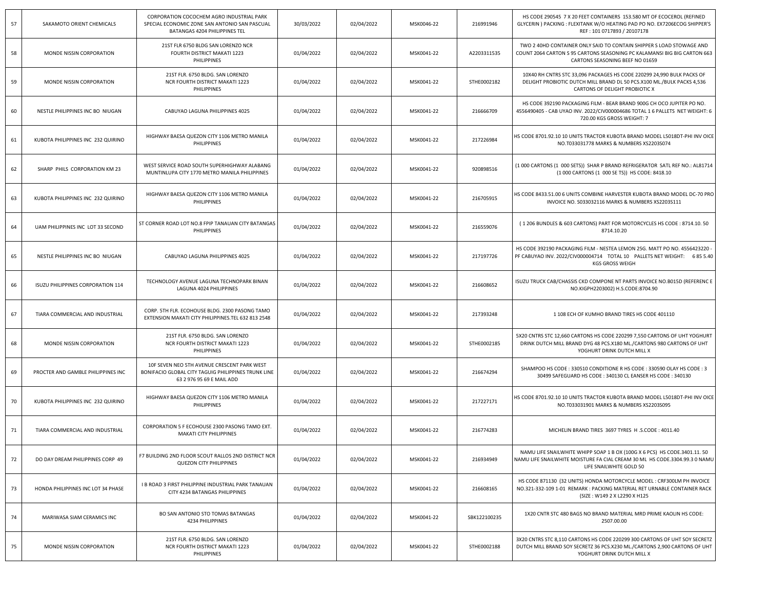| 57 | SAKAMOTO ORIENT CHEMICALS | CORPORATION COCOCHEM AGRO INDUSTRIAL PARK SPECIAL ECONOMIC ZONE SAN ANTONIO SAN PASCUAL BATANGAS 4204 PHILIPPINES TEL | 30/03/2022 | 02/04/2022 | MSK0046-22 | 216991946 | HS CODE 290545 7 X 20 FEET CONTAINERS 153.580 MT OF ECOCEROL (REFINED GLYCERIN ) PACKING : FLEXITANK W/O HEATING PAD PO NO. EX7206ECOG SHIPPER'S REF : 101 0717893 / 20107178 |
|---|---|---|---|---|---|---|---|
| 58 | MONDE NISSIN CORPORATION | 21ST FLR 6750 BLDG SAN LORENZO NCR FOURTH DISTRICT MAKATI 1223 PHILIPPINES | 01/04/2022 | 02/04/2022 | MSK0041-22 | A2203311535 | TWO 2 40HD CONTAINER ONLY SAID TO CONTAIN SHIPPER S LOAD STOWAGE AND COUNT 2064 CARTON S 95 CARTONS SEASONING PC KALAMANSI BIG BIG CARTON 663 CARTONS SEASONING BEEF NO 01659 |
| 59 | MONDE NISSIN CORPORATION | 21ST FLR. 6750 BLDG. SAN LORENZO NCR FOURTH DISTRICT MAKATI 1223 PHILIPPINES | 01/04/2022 | 02/04/2022 | MSK0041-22 | STHE0002182 | 10X40 RH CNTRS STC 33,096 PACKAGES HS CODE 220299 24,990 BULK PACKS OF DELIGHT PROBIOTIC DUTCH MILL BRAND DL 50 PCS.X100 ML./BULK PACKS 4,536 CARTONS OF DELIGHT PROBIOTIC X |
| 60 | NESTLE PHILIPPINES INC BO NIUGAN | CABUYAO LAGUNA PHILIPPINES 4025 | 01/04/2022 | 02/04/2022 | MSK0041-22 | 216666709 | HS CODE 392190 PACKAGING FILM - BEAR BRAND 900G CH OCO JUPITER PO NO. 4556490405 - CAB UYAO INV. 2022/CIV000004686 TOTAL 1 6 PALLETS NET WEIGHT: 6 720.00 KGS GROSS WEIGHT: 7 |
| 61 | KUBOTA PHILIPPINES INC 232 QUIRINO | HIGHWAY BAESA QUEZON CITY 1106 METRO MANILA PHILIPPINES | 01/04/2022 | 02/04/2022 | MSK0041-22 | 217226984 | HS CODE 8701.92.10 10 UNITS TRACTOR KUBOTA BRAND MODEL L5018DT-PHI INV OICE NO.T033031778 MARKS & NUMBERS XS2203S074 |
| 62 | SHARP PHILS CORPORATION KM 23 | WEST SERVICE ROAD SOUTH SUPERHIGHWAY ALABANG MUNTINLUPA CITY 1770 METRO MANILA PHILIPPINES | 01/04/2022 | 02/04/2022 | MSK0041-22 | 920898516 | (1 000 CARTONS (1 000 SETS)) SHAR P BRAND REFRIGERATOR SATL REF NO.: AL81714 (1 000 CARTONS (1 000 SE TS)) HS CODE: 8418.10 |
| 63 | KUBOTA PHILIPPINES INC 232 QUIRINO | HIGHWAY BAESA QUEZON CITY 1106 METRO MANILA PHILIPPINES | 01/04/2022 | 02/04/2022 | MSK0041-22 | 216705915 | HS CODE 8433.51.00 6 UNITS COMBINE HARVESTER KUBOTA BRAND MODEL DC-70 PRO INVOICE NO. S033032116 MARKS & NUMBERS XS2203S111 |
| 64 | UAM PHILIPPINES INC LOT 33 SECOND | ST CORNER ROAD LOT NO.8 FPIP TANAUAN CITY BATANGAS PHILIPPINES | 01/04/2022 | 02/04/2022 | MSK0041-22 | 216559076 | ( 1 206 BUNDLES & 603 CARTONS) PART FOR MOTORCYCLES HS CODE : 8714.10. 50 8714.10.20 |
| 65 | NESTLE PHILIPPINES INC BO NIUGAN | CABUYAO LAGUNA PHILIPPINES 4025 | 01/04/2022 | 02/04/2022 | MSK0041-22 | 217197726 | HS CODE 392190 PACKAGING FILM - NESTEA LEMON 25G. MATT PO NO. 4556423220 - PF CABUYAO INV. 2022/CIV000004714 TOTAL 10 PALLETS NET WEIGHT: 6 85 5.40 KGS GROSS WEIGH |
| 66 | ISUZU PHILIPPINES CORPORATION 114 | TECHNOLOGY AVENUE LAGUNA TECHNOPARK BINAN LAGUNA 4024 PHILIPPINES | 01/04/2022 | 02/04/2022 | MSK0041-22 | 216608652 | ISUZU TRUCK CAB/CHASSIS CKD COMPONE NT PARTS INVOICE NO.B015D (REFERENC E NO.KIGPH2203002) H.S.CODE:8704.90 |
| 67 | TIARA COMMERCIAL AND INDUSTRIAL | CORP. 5TH FLR. ECOHOUSE BLDG. 2300 PASONG TAMO EXTENSION MAKATI CITY PHILIPPINES.TEL 632 813 2548 | 01/04/2022 | 02/04/2022 | MSK0041-22 | 217393248 | 1 108 ECH OF KUMHO BRAND TIRES HS CODE 401110 |
| 68 | MONDE NISSIN CORPORATION | 21ST FLR. 6750 BLDG. SAN LORENZO NCR FOURTH DISTRICT MAKATI 1223 PHILIPPINES | 01/04/2022 | 02/04/2022 | MSK0041-22 | STHE0002185 | 5X20 CNTRS STC 12,660 CARTONS HS CODE 220299 7,550 CARTONS OF UHT YOGHURT DRINK DUTCH MILL BRAND DYG 48 PCS.X180 ML./CARTONS 980 CARTONS OF UHT YOGHURT DRINK DUTCH MILL X |
| 69 | PROCTER AND GAMBLE PHILIPPINES INC | 10F SEVEN NEO 5TH AVENUE CRESCENT PARK WEST BONIFACIO GLOBAL CITY TAGUIG PHILIPPINES TRUNK LINE 63 2 976 95 69 E MAIL ADD | 01/04/2022 | 02/04/2022 | MSK0041-22 | 216674294 | SHAMPOO HS CODE : 330510 CONDITIONE R HS CODE : 330590 OLAY HS CODE : 3 30499 SAFEGUARD HS CODE : 340130 CL EANSER HS CODE : 340130 |
| 70 | KUBOTA PHILIPPINES INC 232 QUIRINO | HIGHWAY BAESA QUEZON CITY 1106 METRO MANILA PHILIPPINES | 01/04/2022 | 02/04/2022 | MSK0041-22 | 217227171 | HS CODE 8701.92.10 10 UNITS TRACTOR KUBOTA BRAND MODEL L5018DT-PHI INV OICE NO.T033031901 MARKS & NUMBERS XS2203S095 |
| 71 | TIARA COMMERCIAL AND INDUSTRIAL | CORPORATION 5 F ECOHOUSE 2300 PASONG TAMO EXT. MAKATI CITY PHILIPPINES | 01/04/2022 | 02/04/2022 | MSK0041-22 | 216774283 | MICHELIN BRAND TIRES 3697 TYRES H .S.CODE : 4011.40 |
| 72 | DO DAY DREAM PHILIPPINES CORP 49 | F7 BUILDING 2ND FLOOR SCOUT RALLOS 2ND DISTRICT NCR QUEZON CITY PHILIPPINES | 01/04/2022 | 02/04/2022 | MSK0041-22 | 216934949 | NAMU LIFE SNAILWHITE WHIPP SOAP 1 B OX (100G X 6 PCS) HS CODE.3401.11. 50 NAMU LIFE SNAILWHITE MOISTURE FA CIAL CREAM 30 ML HS CODE.3304.99.3 0 NAMU LIFE SNAILWHITE GOLD 50 |
| 73 | HONDA PHILIPPINES INC LOT 34 PHASE | I B ROAD 3 FIRST PHILIPPINE INDUSTRIAL PARK TANAUAN CITY 4234 BATANGAS PHILIPPINES | 01/04/2022 | 02/04/2022 | MSK0041-22 | 216608165 | HS CODE 871130 (32 UNITS) HONDA MOTORCYCLE MODEL : CRF300LM PH INVOICE NO.321-332-109 1-01 REMARK : PACKING MATERIAL RET URNABLE CONTAINER RACK (SIZE : W149 2 X L2290 X H125 |
| 74 | MARIWASA SIAM CERAMICS INC | BO SAN ANTONIO STO TOMAS BATANGAS 4234 PHILIPPINES | 01/04/2022 | 02/04/2022 | MSK0041-22 | SBK122100235 | 1X20 CNTR STC 480 BAGS NO BRAND MATERIAL MRD PRIME KAOLIN HS CODE: 2507.00.00 |
| 75 | MONDE NISSIN CORPORATION | 21ST FLR. 6750 BLDG. SAN LORENZO NCR FOURTH DISTRICT MAKATI 1223 PHILIPPINES | 01/04/2022 | 02/04/2022 | MSK0041-22 | STHE0002188 | 3X20 CNTRS STC 8,110 CARTONS HS CODE 220299 300 CARTONS OF UHT SOY SECRETZ DUTCH MILL BRAND SOY SECRETZ 36 PCS.X230 ML./CARTONS 2,900 CARTONS OF UHT YOGHURT DRINK DUTCH MILL X |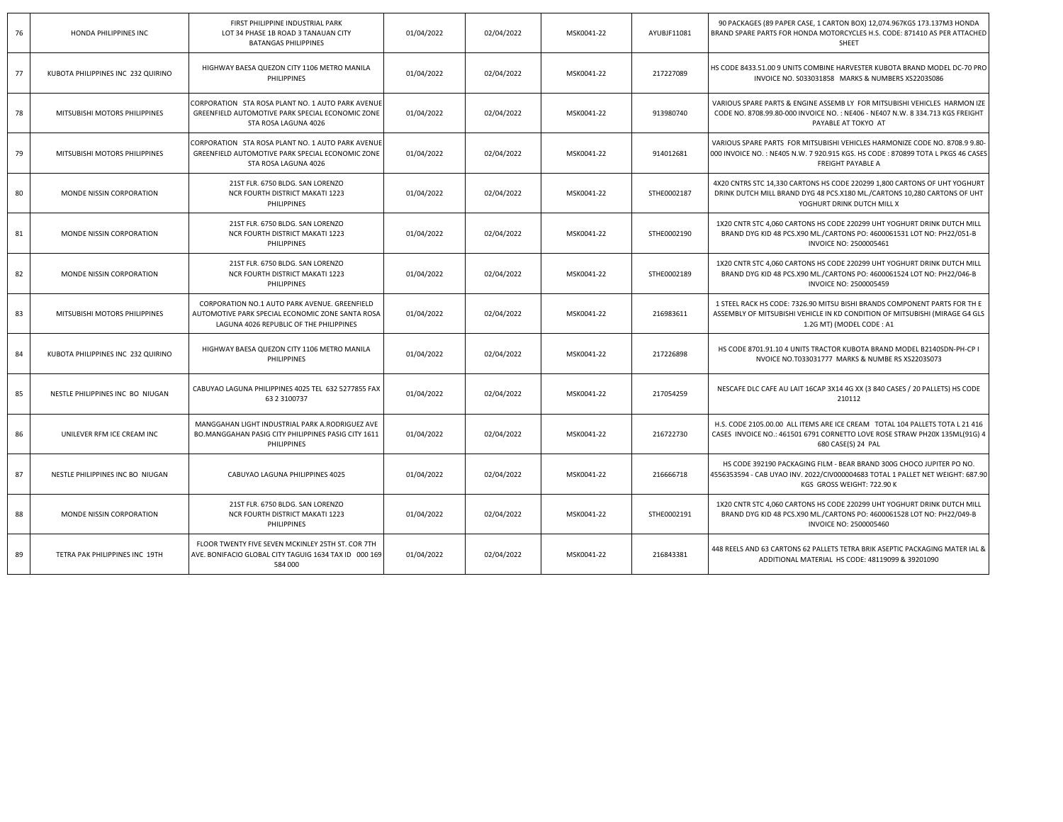| | | | | | | | |
|---|---|---|---|---|---|---|---|
| 76 | HONDA PHILIPPINES INC | FIRST PHILIPPINE INDUSTRIAL PARK LOT 34 PHASE 1B ROAD 3 TANAUAN CITY BATANGAS PHILIPPINES | 01/04/2022 | 02/04/2022 | MSK0041-22 | AYUBJF11081 | 90 PACKAGES (89 PAPER CASE, 1 CARTON BOX) 12,074.967KGS 173.137M3 HONDA BRAND SPARE PARTS FOR HONDA MOTORCYCLES H.S. CODE: 871410 AS PER ATTACHED SHEET |
| 77 | KUBOTA PHILIPPINES INC 232 QUIRINO | HIGHWAY BAESA QUEZON CITY 1106 METRO MANILA PHILIPPINES | 01/04/2022 | 02/04/2022 | MSK0041-22 | 217227089 | HS CODE 8433.51.00 9 UNITS COMBINE HARVESTER KUBOTA BRAND MODEL DC-70 PRO INVOICE NO. S033031858 MARKS & NUMBERS XS2203S086 |
| 78 | MITSUBISHI MOTORS PHILIPPINES | CORPORATION STA ROSA PLANT NO. 1 AUTO PARK AVENUE GREENFIELD AUTOMOTIVE PARK SPECIAL ECONOMIC ZONE STA ROSA LAGUNA 4026 | 01/04/2022 | 02/04/2022 | MSK0041-22 | 913980740 | VARIOUS SPARE PARTS & ENGINE ASSEMB LY FOR MITSUBISHI VEHICLES HARMON IZE CODE NO. 8708.99.80-000 INVOICE NO. : NE406 - NE407 N.W. 8 334.713 KGS FREIGHT PAYABLE AT TOKYO AT |
| 79 | MITSUBISHI MOTORS PHILIPPINES | CORPORATION STA ROSA PLANT NO. 1 AUTO PARK AVENUE GREENFIELD AUTOMOTIVE PARK SPECIAL ECONOMIC ZONE STA ROSA LAGUNA 4026 | 01/04/2022 | 02/04/2022 | MSK0041-22 | 914012681 | VARIOUS SPARE PARTS FOR MITSUBISHI VEHICLES HARMONIZE CODE NO. 8708.9 9.80-000 INVOICE NO. : NE405 N.W. 7 920.915 KGS. HS CODE : 870899 TOTA L PKGS 46 CASES FREIGHT PAYABLE A |
| 80 | MONDE NISSIN CORPORATION | 21ST FLR. 6750 BLDG. SAN LORENZO NCR FOURTH DISTRICT MAKATI 1223 PHILIPPINES | 01/04/2022 | 02/04/2022 | MSK0041-22 | STHE0002187 | 4X20 CNTRS STC 14,330 CARTONS HS CODE 220299 1,800 CARTONS OF UHT YOGHURT DRINK DUTCH MILL BRAND DYG 48 PCS.X180 ML./CARTONS 10,280 CARTONS OF UHT YOGHURT DRINK DUTCH MILL X |
| 81 | MONDE NISSIN CORPORATION | 21ST FLR. 6750 BLDG. SAN LORENZO NCR FOURTH DISTRICT MAKATI 1223 PHILIPPINES | 01/04/2022 | 02/04/2022 | MSK0041-22 | STHE0002190 | 1X20 CNTR STC 4,060 CARTONS HS CODE 220299 UHT YOGHURT DRINK DUTCH MILL BRAND DYG KID 48 PCS.X90 ML./CARTONS PO: 4600061531 LOT NO: PH22/051-B INVOICE NO: 2500005461 |
| 82 | MONDE NISSIN CORPORATION | 21ST FLR. 6750 BLDG. SAN LORENZO NCR FOURTH DISTRICT MAKATI 1223 PHILIPPINES | 01/04/2022 | 02/04/2022 | MSK0041-22 | STHE0002189 | 1X20 CNTR STC 4,060 CARTONS HS CODE 220299 UHT YOGHURT DRINK DUTCH MILL BRAND DYG KID 48 PCS.X90 ML./CARTONS PO: 4600061524 LOT NO: PH22/046-B INVOICE NO: 2500005459 |
| 83 | MITSUBISHI MOTORS PHILIPPINES | CORPORATION NO.1 AUTO PARK AVENUE. GREENFIELD AUTOMOTIVE PARK SPECIAL ECONOMIC ZONE SANTA ROSA LAGUNA 4026 REPUBLIC OF THE PHILIPPINES | 01/04/2022 | 02/04/2022 | MSK0041-22 | 216983611 | 1 STEEL RACK HS CODE: 7326.90 MITSU BISHI BRANDS COMPONENT PARTS FOR TH E ASSEMBLY OF MITSUBISHI VEHICLE IN KD CONDITION OF MITSUBISHI (MIRAGE G4 GLS 1.2G MT) (MODEL CODE : A1 |
| 84 | KUBOTA PHILIPPINES INC 232 QUIRINO | HIGHWAY BAESA QUEZON CITY 1106 METRO MANILA PHILIPPINES | 01/04/2022 | 02/04/2022 | MSK0041-22 | 217226898 | HS CODE 8701.91.10 4 UNITS TRACTOR KUBOTA BRAND MODEL B2140SDN-PH-CP I NVOICE NO.T033031777 MARKS & NUMBE RS XS2203S073 |
| 85 | NESTLE PHILIPPINES INC BO NIUGAN | CABUYAO LAGUNA PHILIPPINES 4025 TEL 632 5277855 FAX 63 2 3100737 | 01/04/2022 | 02/04/2022 | MSK0041-22 | 217054259 | NESCAFE DLC CAFE AU LAIT 16CAP 3X14 4G XX (3 840 CASES / 20 PALLETS) HS CODE 210112 |
| 86 | UNILEVER RFM ICE CREAM INC | MANGGAHAN LIGHT INDUSTRIAL PARK A.RODRIGUEZ AVE BO.MANGGAHAN PASIG CITY PHILIPPINES PASIG CITY 1611 PHILIPPINES | 01/04/2022 | 02/04/2022 | MSK0041-22 | 216722730 | H.S. CODE 2105.00.00 ALL ITEMS ARE ICE CREAM TOTAL 104 PALLETS TOTA L 21 416 CASES INVOICE NO.: 461501 6791 CORNETTO LOVE ROSE STRAW PH20X 135ML(91G) 4 680 CASE(S) 24 PAL |
| 87 | NESTLE PHILIPPINES INC BO NIUGAN | CABUYAO LAGUNA PHILIPPINES 4025 | 01/04/2022 | 02/04/2022 | MSK0041-22 | 216666718 | HS CODE 392190 PACKAGING FILM - BEAR BRAND 300G CHOCO JUPITER PO NO. 4556353594 - CAB UYAO INV. 2022/CIV000004683 TOTAL 1 PALLET NET WEIGHT: 687.90 KGS GROSS WEIGHT: 722.90 K |
| 88 | MONDE NISSIN CORPORATION | 21ST FLR. 6750 BLDG. SAN LORENZO NCR FOURTH DISTRICT MAKATI 1223 PHILIPPINES | 01/04/2022 | 02/04/2022 | MSK0041-22 | STHE0002191 | 1X20 CNTR STC 4,060 CARTONS HS CODE 220299 UHT YOGHURT DRINK DUTCH MILL BRAND DYG KID 48 PCS.X90 ML./CARTONS PO: 4600061528 LOT NO: PH22/049-B INVOICE NO: 2500005460 |
| 89 | TETRA PAK PHILIPPINES INC 19TH | FLOOR TWENTY FIVE SEVEN MCKINLEY 25TH ST. COR 7TH AVE. BONIFACIO GLOBAL CITY TAGUIG 1634 TAX ID 000 169 584 000 | 01/04/2022 | 02/04/2022 | MSK0041-22 | 216843381 | 448 REELS AND 63 CARTONS 62 PALLETS TETRA BRIK ASEPTIC PACKAGING MATER IAL & ADDITIONAL MATERIAL HS CODE: 48119099 & 39201090 |